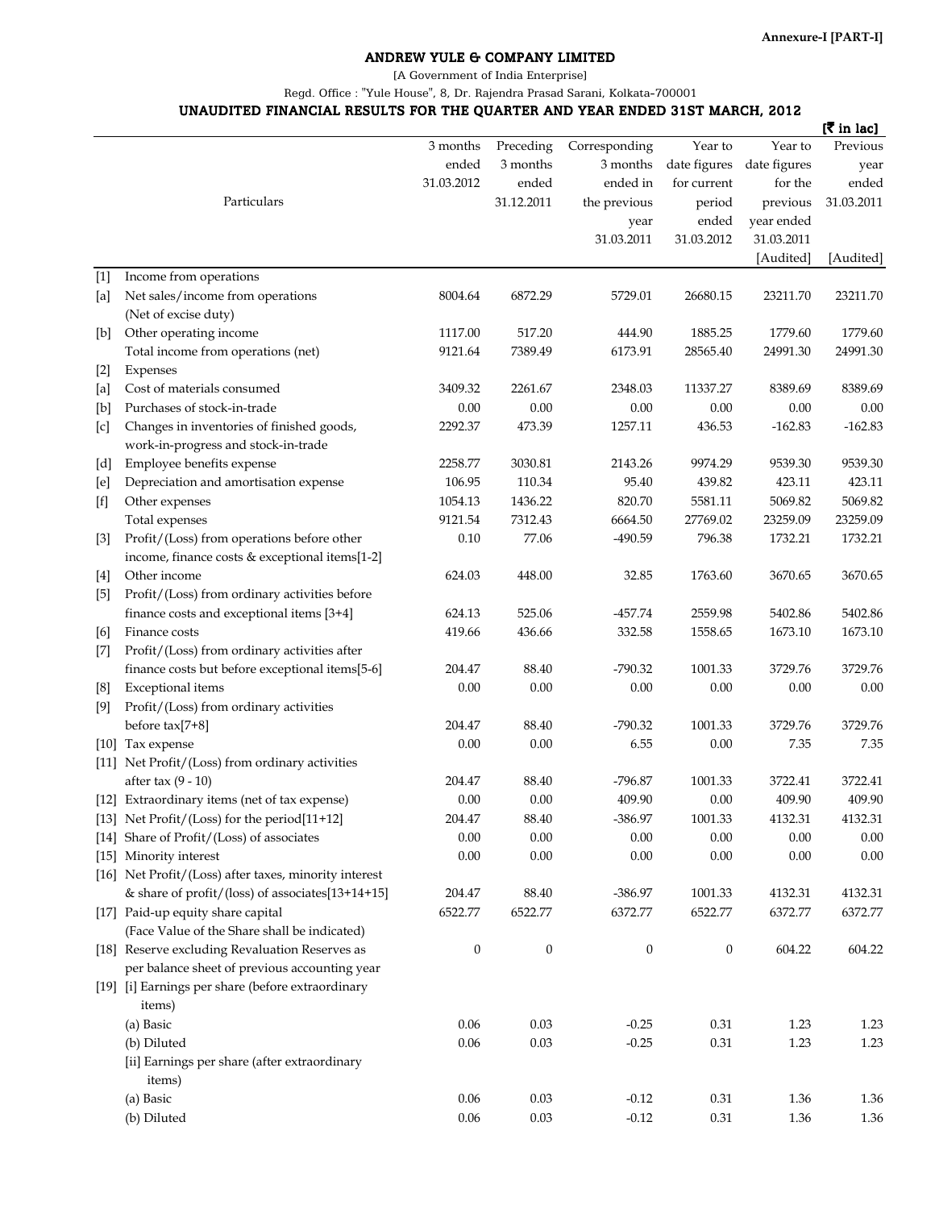Annexure-I [PART-I]

# ANDREW YULE & COMPANY LIMITED

[A Government of India Enterprise]

Regd. Office : "Yule House", 8, Dr. Rajendra Prasad Sarani, Kolkata-700001

## UNAUDITED FINANCIAL RESULTS FOR THE QUARTER AND YEAR ENDED 31ST MARCH, 2012

[₹ in lac]

| | Particulars | 3 months ended 31.03.2012 | Preceding 3 months ended 31.12.2011 | Corresponding 3 months ended in the previous year 31.03.2011 | Year to date figures for current period ended 31.03.2012 | Year to date figures for the previous year ended 31.03.2011 [Audited] | Previous year ended 31.03.2011 [Audited] |
|---|---|---|---|---|---|---|---|
| [1] | Income from operations | | | | | | |
| [a] | Net sales/income from operations (Net of excise duty) | 8004.64 | 6872.29 | 5729.01 | 26680.15 | 23211.70 | 23211.70 |
| [b] | Other operating income | 1117.00 | 517.20 | 444.90 | 1885.25 | 1779.60 | 1779.60 |
| | Total income from operations (net) | 9121.64 | 7389.49 | 6173.91 | 28565.40 | 24991.30 | 24991.30 |
| [2] | Expenses | | | | | | |
| [a] | Cost of materials consumed | 3409.32 | 2261.67 | 2348.03 | 11337.27 | 8389.69 | 8389.69 |
| [b] | Purchases of stock-in-trade | 0.00 | 0.00 | 0.00 | 0.00 | 0.00 | 0.00 |
| [c] | Changes in inventories of finished goods, work-in-progress and stock-in-trade | 2292.37 | 473.39 | 1257.11 | 436.53 | -162.83 | -162.83 |
| [d] | Employee benefits expense | 2258.77 | 3030.81 | 2143.26 | 9974.29 | 9539.30 | 9539.30 |
| [e] | Depreciation and amortisation expense | 106.95 | 110.34 | 95.40 | 439.82 | 423.11 | 423.11 |
| [f] | Other expenses | 1054.13 | 1436.22 | 820.70 | 5581.11 | 5069.82 | 5069.82 |
| | Total expenses | 9121.54 | 7312.43 | 6664.50 | 27769.02 | 23259.09 | 23259.09 |
| [3] | Profit/(Loss) from operations before other income, finance costs & exceptional items[1-2] | 0.10 | 77.06 | -490.59 | 796.38 | 1732.21 | 1732.21 |
| [4] | Other income | 624.03 | 448.00 | 32.85 | 1763.60 | 3670.65 | 3670.65 |
| [5] | Profit/(Loss) from ordinary activities before finance costs and exceptional items [3+4] | 624.13 | 525.06 | -457.74 | 2559.98 | 5402.86 | 5402.86 |
| [6] | Finance costs | 419.66 | 436.66 | 332.58 | 1558.65 | 1673.10 | 1673.10 |
| [7] | Profit/(Loss) from ordinary activities after finance costs but before exceptional items[5-6] | 204.47 | 88.40 | -790.32 | 1001.33 | 3729.76 | 3729.76 |
| [8] | Exceptional items | 0.00 | 0.00 | 0.00 | 0.00 | 0.00 | 0.00 |
| [9] | Profit/(Loss) from ordinary activities before tax[7+8] | 204.47 | 88.40 | -790.32 | 1001.33 | 3729.76 | 3729.76 |
| [10] | Tax expense | 0.00 | 0.00 | 6.55 | 0.00 | 7.35 | 7.35 |
| [11] | Net Profit/(Loss) from ordinary activities after tax (9 - 10) | 204.47 | 88.40 | -796.87 | 1001.33 | 3722.41 | 3722.41 |
| [12] | Extraordinary items (net of tax expense) | 0.00 | 0.00 | 409.90 | 0.00 | 409.90 | 409.90 |
| [13] | Net Profit/(Loss) for the period[11+12] | 204.47 | 88.40 | -386.97 | 1001.33 | 4132.31 | 4132.31 |
| [14] | Share of Profit/(Loss) of associates | 0.00 | 0.00 | 0.00 | 0.00 | 0.00 | 0.00 |
| [15] | Minority interest | 0.00 | 0.00 | 0.00 | 0.00 | 0.00 | 0.00 |
| [16] | Net Profit/(Loss) after taxes, minority interest & share of profit/(loss) of associates[13+14+15] | 204.47 | 88.40 | -386.97 | 1001.33 | 4132.31 | 4132.31 |
| [17] | Paid-up equity share capital (Face Value of the Share shall be indicated) | 6522.77 | 6522.77 | 6372.77 | 6522.77 | 6372.77 | 6372.77 |
| [18] | Reserve excluding Revaluation Reserves as per balance sheet of previous accounting year | 0 | 0 | 0 | 0 | 604.22 | 604.22 |
| [19] | [i] Earnings per share (before extraordinary items) | | | | | | |
| | (a) Basic | 0.06 | 0.03 | -0.25 | 0.31 | 1.23 | 1.23 |
| | (b) Diluted | 0.06 | 0.03 | -0.25 | 0.31 | 1.23 | 1.23 |
| | [ii] Earnings per share (after extraordinary items) | | | | | | |
| | (a) Basic | 0.06 | 0.03 | -0.12 | 0.31 | 1.36 | 1.36 |
| | (b) Diluted | 0.06 | 0.03 | -0.12 | 0.31 | 1.36 | 1.36 |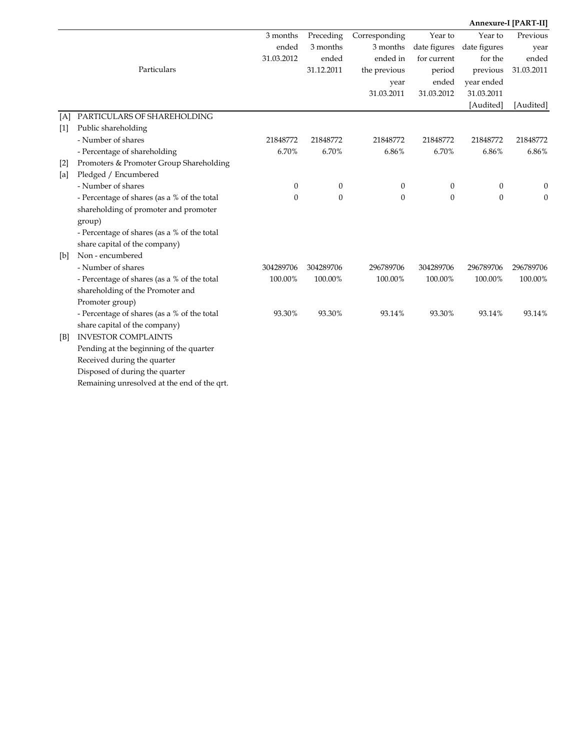**Annexure-I [PART-II]**

| | Particulars | 3 months ended 31.03.2012 | Preceding 3 months ended 31.12.2011 | Corresponding 3 months ended in the previous year 31.03.2011 | Year to date figures for current period ended 31.03.2012 | Year to date figures for the previous year ended 31.03.2011 [Audited] | Previous year ended 31.03.2011 [Audited] |
|---|---|---|---|---|---|---|---|
| [A] | PARTICULARS OF SHAREHOLDING | | | | | | |
| [1] | Public shareholding | | | | | | |
| | - Number of shares | 21848772 | 21848772 | 21848772 | 21848772 | 21848772 | 21848772 |
| | - Percentage of shareholding | 6.70% | 6.70% | 6.86% | 6.70% | 6.86% | 6.86% |
| [2] | Promoters & Promoter Group Shareholding | | | | | | |
| [a] | Pledged / Encumbered | | | | | | |
| | - Number of shares | 0 | 0 | 0 | 0 | 0 | 0 |
| | - Percentage of shares (as a % of the total shareholding of promoter and promoter group) | 0 | 0 | 0 | 0 | 0 | 0 |
| | - Percentage of shares (as a % of the total share capital of the company) | | | | | | |
| [b] | Non - encumbered | | | | | | |
| | - Number of shares | 304289706 | 304289706 | 296789706 | 304289706 | 296789706 | 296789706 |
| | - Percentage of shares (as a % of the total shareholding of the Promoter and Promoter group) | 100.00% | 100.00% | 100.00% | 100.00% | 100.00% | 100.00% |
| | - Percentage of shares (as a % of the total share capital of the company) | 93.30% | 93.30% | 93.14% | 93.30% | 93.14% | 93.14% |
| [B] | INVESTOR COMPLAINTS | | | | | | |
| | Pending at the beginning of the quarter | | | | | | |
| | Received during the quarter | | | | | | |
| | Disposed of during the quarter | | | | | | |
| | Remaining unresolved at the end of the qrt. | | | | | | |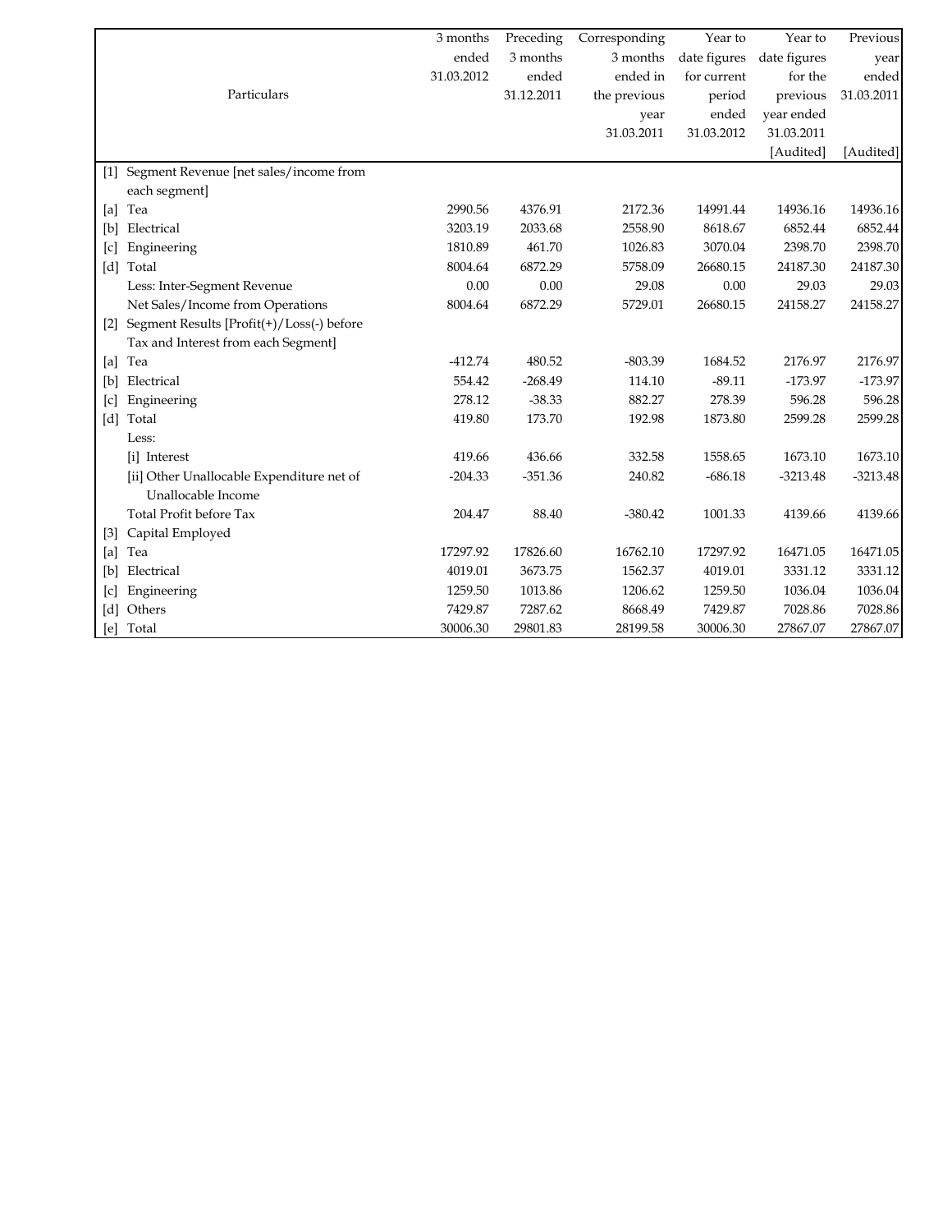| | Particulars | 3 months ended 31.03.2012 | Preceding 3 months ended 31.12.2011 | Corresponding 3 months ended in the previous year 31.03.2011 | Year to date figures for current period ended 31.03.2012 | Year to date figures for the previous year ended 31.03.2011 [Audited] | Previous year ended 31.03.2011 [Audited] |
|---|---|---|---|---|---|---|---|
| [1] | Segment Revenue [net sales/income from each segment] | | | | | | |
| [a] | Tea | 2990.56 | 4376.91 | 2172.36 | 14991.44 | 14936.16 | 14936.16 |
| [b] | Electrical | 3203.19 | 2033.68 | 2558.90 | 8618.67 | 6852.44 | 6852.44 |
| [c] | Engineering | 1810.89 | 461.70 | 1026.83 | 3070.04 | 2398.70 | 2398.70 |
| [d] | Total | 8004.64 | 6872.29 | 5758.09 | 26680.15 | 24187.30 | 24187.30 |
| | Less: Inter-Segment Revenue | 0.00 | 0.00 | 29.08 | 0.00 | 29.03 | 29.03 |
| | Net Sales/Income from Operations | 8004.64 | 6872.29 | 5729.01 | 26680.15 | 24158.27 | 24158.27 |
| [2] | Segment Results [Profit(+)/Loss(-) before Tax and Interest from each Segment] | | | | | | |
| [a] | Tea | -412.74 | 480.52 | -803.39 | 1684.52 | 2176.97 | 2176.97 |
| [b] | Electrical | 554.42 | -268.49 | 114.10 | -89.11 | -173.97 | -173.97 |
| [c] | Engineering | 278.12 | -38.33 | 882.27 | 278.39 | 596.28 | 596.28 |
| [d] | Total | 419.80 | 173.70 | 192.98 | 1873.80 | 2599.28 | 2599.28 |
| | Less: | | | | | | |
| | [i] Interest | 419.66 | 436.66 | 332.58 | 1558.65 | 1673.10 | 1673.10 |
| | [ii] Other Unallocable Expenditure net of Unallocable Income | -204.33 | -351.36 | 240.82 | -686.18 | -3213.48 | -3213.48 |
| | Total Profit before Tax | 204.47 | 88.40 | -380.42 | 1001.33 | 4139.66 | 4139.66 |
| [3] | Capital Employed | | | | | | |
| [a] | Tea | 17297.92 | 17826.60 | 16762.10 | 17297.92 | 16471.05 | 16471.05 |
| [b] | Electrical | 4019.01 | 3673.75 | 1562.37 | 4019.01 | 3331.12 | 3331.12 |
| [c] | Engineering | 1259.50 | 1013.86 | 1206.62 | 1259.50 | 1036.04 | 1036.04 |
| [d] | Others | 7429.87 | 7287.62 | 8668.49 | 7429.87 | 7028.86 | 7028.86 |
| [e] | Total | 30006.30 | 29801.83 | 28199.58 | 30006.30 | 27867.07 | 27867.07 |